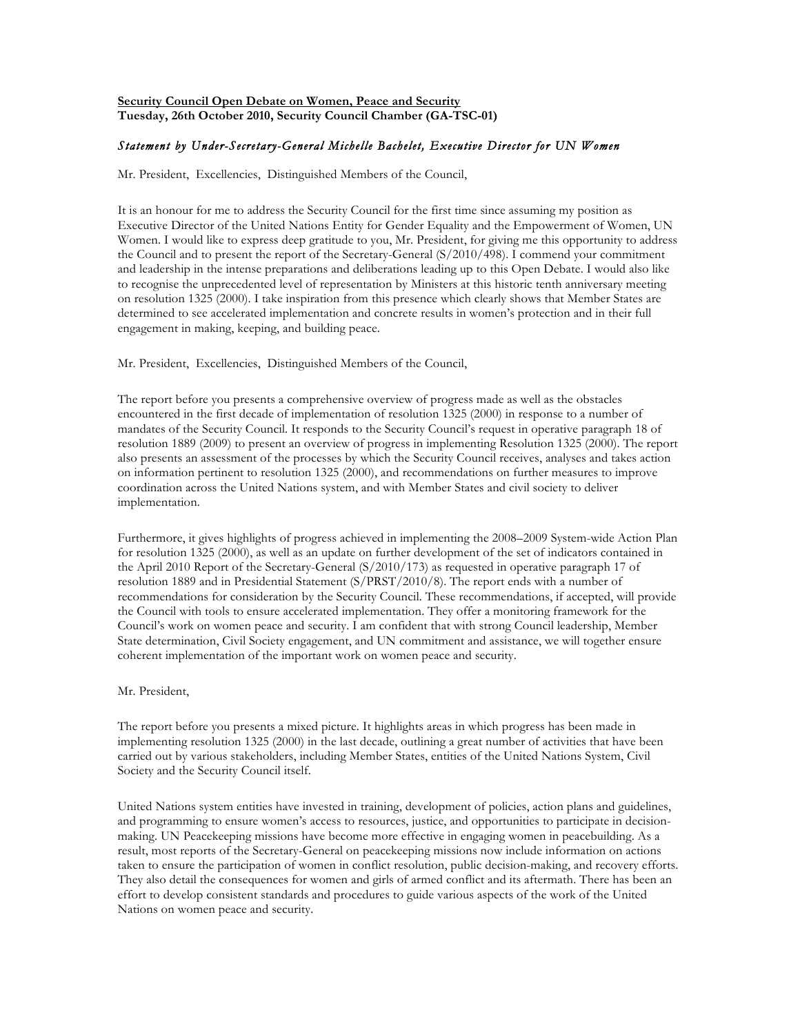**Security Council Open Debate on Women, Peace and Security**
**Tuesday, 26th October 2010, Security Council Chamber (GA-TSC-01)**

***Statement by Under-Secretary-General Michelle Bachelet, Executive Director for UN Women***

Mr. President, Excellencies, Distinguished Members of the Council,

It is an honour for me to address the Security Council for the first time since assuming my position as Executive Director of the United Nations Entity for Gender Equality and the Empowerment of Women, UN Women. I would like to express deep gratitude to you, Mr. President, for giving me this opportunity to address the Council and to present the report of the Secretary-General (S/2010/498). I commend your commitment and leadership in the intense preparations and deliberations leading up to this Open Debate. I would also like to recognise the unprecedented level of representation by Ministers at this historic tenth anniversary meeting on resolution 1325 (2000). I take inspiration from this presence which clearly shows that Member States are determined to see accelerated implementation and concrete results in women's protection and in their full engagement in making, keeping, and building peace.

Mr. President, Excellencies, Distinguished Members of the Council,

The report before you presents a comprehensive overview of progress made as well as the obstacles encountered in the first decade of implementation of resolution 1325 (2000) in response to a number of mandates of the Security Council. It responds to the Security Council's request in operative paragraph 18 of resolution 1889 (2009) to present an overview of progress in implementing Resolution 1325 (2000). The report also presents an assessment of the processes by which the Security Council receives, analyses and takes action on information pertinent to resolution 1325 (2000), and recommendations on further measures to improve coordination across the United Nations system, and with Member States and civil society to deliver implementation.

Furthermore, it gives highlights of progress achieved in implementing the 2008–2009 System-wide Action Plan for resolution 1325 (2000), as well as an update on further development of the set of indicators contained in the April 2010 Report of the Secretary-General (S/2010/173) as requested in operative paragraph 17 of resolution 1889 and in Presidential Statement (S/PRST/2010/8). The report ends with a number of recommendations for consideration by the Security Council. These recommendations, if accepted, will provide the Council with tools to ensure accelerated implementation. They offer a monitoring framework for the Council's work on women peace and security. I am confident that with strong Council leadership, Member State determination, Civil Society engagement, and UN commitment and assistance, we will together ensure coherent implementation of the important work on women peace and security.

Mr. President,

The report before you presents a mixed picture. It highlights areas in which progress has been made in implementing resolution 1325 (2000) in the last decade, outlining a great number of activities that have been carried out by various stakeholders, including Member States, entities of the United Nations System, Civil Society and the Security Council itself.

United Nations system entities have invested in training, development of policies, action plans and guidelines, and programming to ensure women's access to resources, justice, and opportunities to participate in decision-making. UN Peacekeeping missions have become more effective in engaging women in peacebuilding. As a result, most reports of the Secretary-General on peacekeeping missions now include information on actions taken to ensure the participation of women in conflict resolution, public decision-making, and recovery efforts. They also detail the consequences for women and girls of armed conflict and its aftermath. There has been an effort to develop consistent standards and procedures to guide various aspects of the work of the United Nations on women peace and security.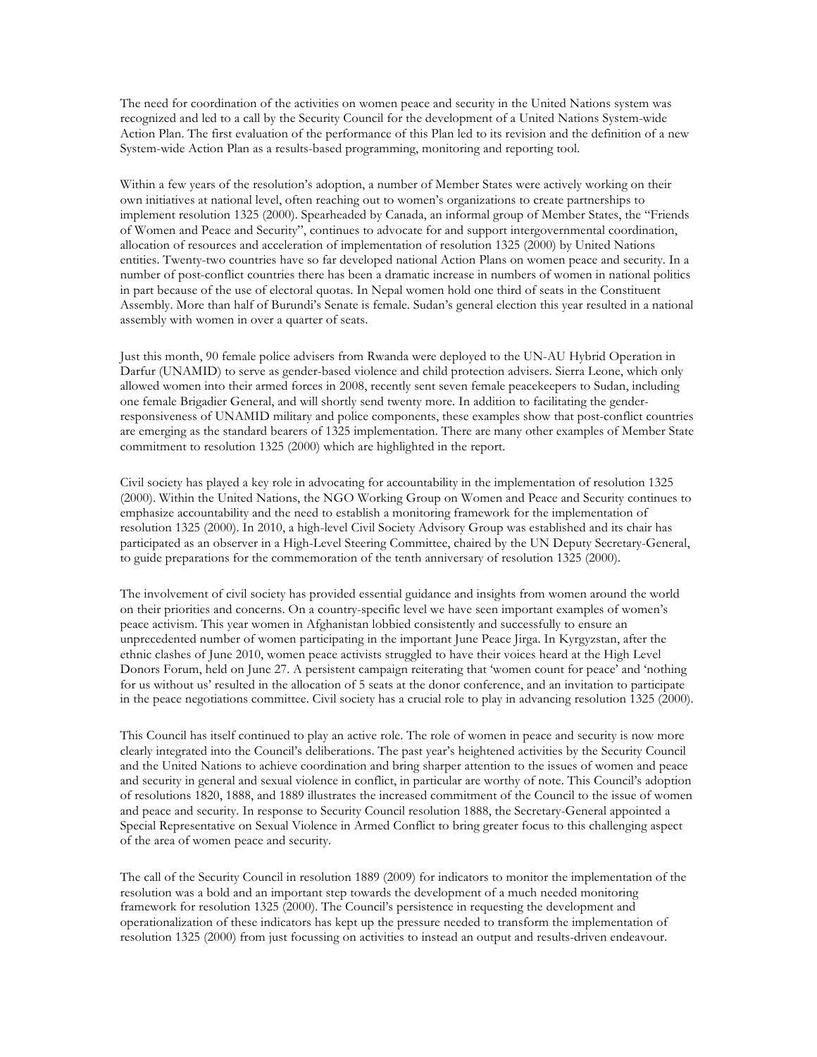The need for coordination of the activities on women peace and security in the United Nations system was recognized and led to a call by the Security Council for the development of a United Nations System-wide Action Plan. The first evaluation of the performance of this Plan led to its revision and the definition of a new System-wide Action Plan as a results-based programming, monitoring and reporting tool.

Within a few years of the resolution's adoption, a number of Member States were actively working on their own initiatives at national level, often reaching out to women's organizations to create partnerships to implement resolution 1325 (2000). Spearheaded by Canada, an informal group of Member States, the "Friends of Women and Peace and Security", continues to advocate for and support intergovernmental coordination, allocation of resources and acceleration of implementation of resolution 1325 (2000) by United Nations entities. Twenty-two countries have so far developed national Action Plans on women peace and security. In a number of post-conflict countries there has been a dramatic increase in numbers of women in national politics in part because of the use of electoral quotas. In Nepal women hold one third of seats in the Constituent Assembly. More than half of Burundi's Senate is female. Sudan's general election this year resulted in a national assembly with women in over a quarter of seats.

Just this month, 90 female police advisers from Rwanda were deployed to the UN-AU Hybrid Operation in Darfur (UNAMID) to serve as gender-based violence and child protection advisers. Sierra Leone, which only allowed women into their armed forces in 2008, recently sent seven female peacekeepers to Sudan, including one female Brigadier General, and will shortly send twenty more. In addition to facilitating the gender-responsiveness of UNAMID military and police components, these examples show that post-conflict countries are emerging as the standard bearers of 1325 implementation. There are many other examples of Member State commitment to resolution 1325 (2000) which are highlighted in the report.

Civil society has played a key role in advocating for accountability in the implementation of resolution 1325 (2000). Within the United Nations, the NGO Working Group on Women and Peace and Security continues to emphasize accountability and the need to establish a monitoring framework for the implementation of resolution 1325 (2000). In 2010, a high-level Civil Society Advisory Group was established and its chair has participated as an observer in a High-Level Steering Committee, chaired by the UN Deputy Secretary-General, to guide preparations for the commemoration of the tenth anniversary of resolution 1325 (2000).

The involvement of civil society has provided essential guidance and insights from women around the world on their priorities and concerns. On a country-specific level we have seen important examples of women's peace activism. This year women in Afghanistan lobbied consistently and successfully to ensure an unprecedented number of women participating in the important June Peace Jirga. In Kyrgyzstan, after the ethnic clashes of June 2010, women peace activists struggled to have their voices heard at the High Level Donors Forum, held on June 27. A persistent campaign reiterating that 'women count for peace' and 'nothing for us without us' resulted in the allocation of 5 seats at the donor conference, and an invitation to participate in the peace negotiations committee. Civil society has a crucial role to play in advancing resolution 1325 (2000).

This Council has itself continued to play an active role. The role of women in peace and security is now more clearly integrated into the Council's deliberations. The past year's heightened activities by the Security Council and the United Nations to achieve coordination and bring sharper attention to the issues of women and peace and security in general and sexual violence in conflict, in particular are worthy of note. This Council's adoption of resolutions 1820, 1888, and 1889 illustrates the increased commitment of the Council to the issue of women and peace and security. In response to Security Council resolution 1888, the Secretary-General appointed a Special Representative on Sexual Violence in Armed Conflict to bring greater focus to this challenging aspect of the area of women peace and security.

The call of the Security Council in resolution 1889 (2009) for indicators to monitor the implementation of the resolution was a bold and an important step towards the development of a much needed monitoring framework for resolution 1325 (2000). The Council's persistence in requesting the development and operationalization of these indicators has kept up the pressure needed to transform the implementation of resolution 1325 (2000) from just focussing on activities to instead an output and results-driven endeavour.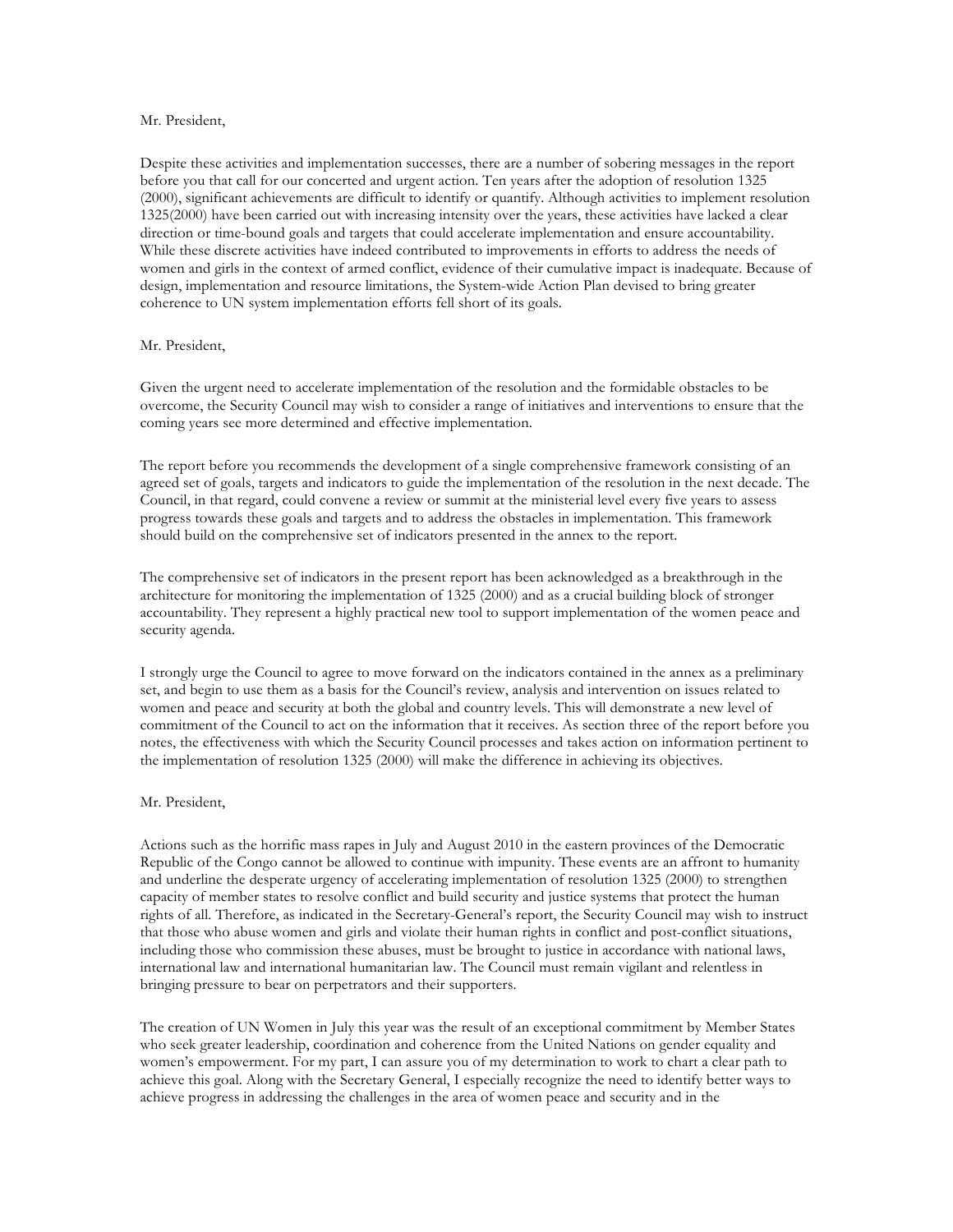Mr. President,

Despite these activities and implementation successes, there are a number of sobering messages in the report before you that call for our concerted and urgent action. Ten years after the adoption of resolution 1325 (2000), significant achievements are difficult to identify or quantify. Although activities to implement resolution 1325(2000) have been carried out with increasing intensity over the years, these activities have lacked a clear direction or time-bound goals and targets that could accelerate implementation and ensure accountability. While these discrete activities have indeed contributed to improvements in efforts to address the needs of women and girls in the context of armed conflict, evidence of their cumulative impact is inadequate. Because of design, implementation and resource limitations, the System-wide Action Plan devised to bring greater coherence to UN system implementation efforts fell short of its goals.

Mr. President,

Given the urgent need to accelerate implementation of the resolution and the formidable obstacles to be overcome, the Security Council may wish to consider a range of initiatives and interventions to ensure that the coming years see more determined and effective implementation.

The report before you recommends the development of a single comprehensive framework consisting of an agreed set of goals, targets and indicators to guide the implementation of the resolution in the next decade. The Council, in that regard, could convene a review or summit at the ministerial level every five years to assess progress towards these goals and targets and to address the obstacles in implementation. This framework should build on the comprehensive set of indicators presented in the annex to the report.

The comprehensive set of indicators in the present report has been acknowledged as a breakthrough in the architecture for monitoring the implementation of 1325 (2000) and as a crucial building block of stronger accountability. They represent a highly practical new tool to support implementation of the women peace and security agenda.

I strongly urge the Council to agree to move forward on the indicators contained in the annex as a preliminary set, and begin to use them as a basis for the Council's review, analysis and intervention on issues related to women and peace and security at both the global and country levels. This will demonstrate a new level of commitment of the Council to act on the information that it receives. As section three of the report before you notes, the effectiveness with which the Security Council processes and takes action on information pertinent to the implementation of resolution 1325 (2000) will make the difference in achieving its objectives.

Mr. President,

Actions such as the horrific mass rapes in July and August 2010 in the eastern provinces of the Democratic Republic of the Congo cannot be allowed to continue with impunity. These events are an affront to humanity and underline the desperate urgency of accelerating implementation of resolution 1325 (2000) to strengthen capacity of member states to resolve conflict and build security and justice systems that protect the human rights of all. Therefore, as indicated in the Secretary-General's report, the Security Council may wish to instruct that those who abuse women and girls and violate their human rights in conflict and post-conflict situations, including those who commission these abuses, must be brought to justice in accordance with national laws, international law and international humanitarian law. The Council must remain vigilant and relentless in bringing pressure to bear on perpetrators and their supporters.

The creation of UN Women in July this year was the result of an exceptional commitment by Member States who seek greater leadership, coordination and coherence from the United Nations on gender equality and women's empowerment. For my part, I can assure you of my determination to work to chart a clear path to achieve this goal. Along with the Secretary General, I especially recognize the need to identify better ways to achieve progress in addressing the challenges in the area of women peace and security and in the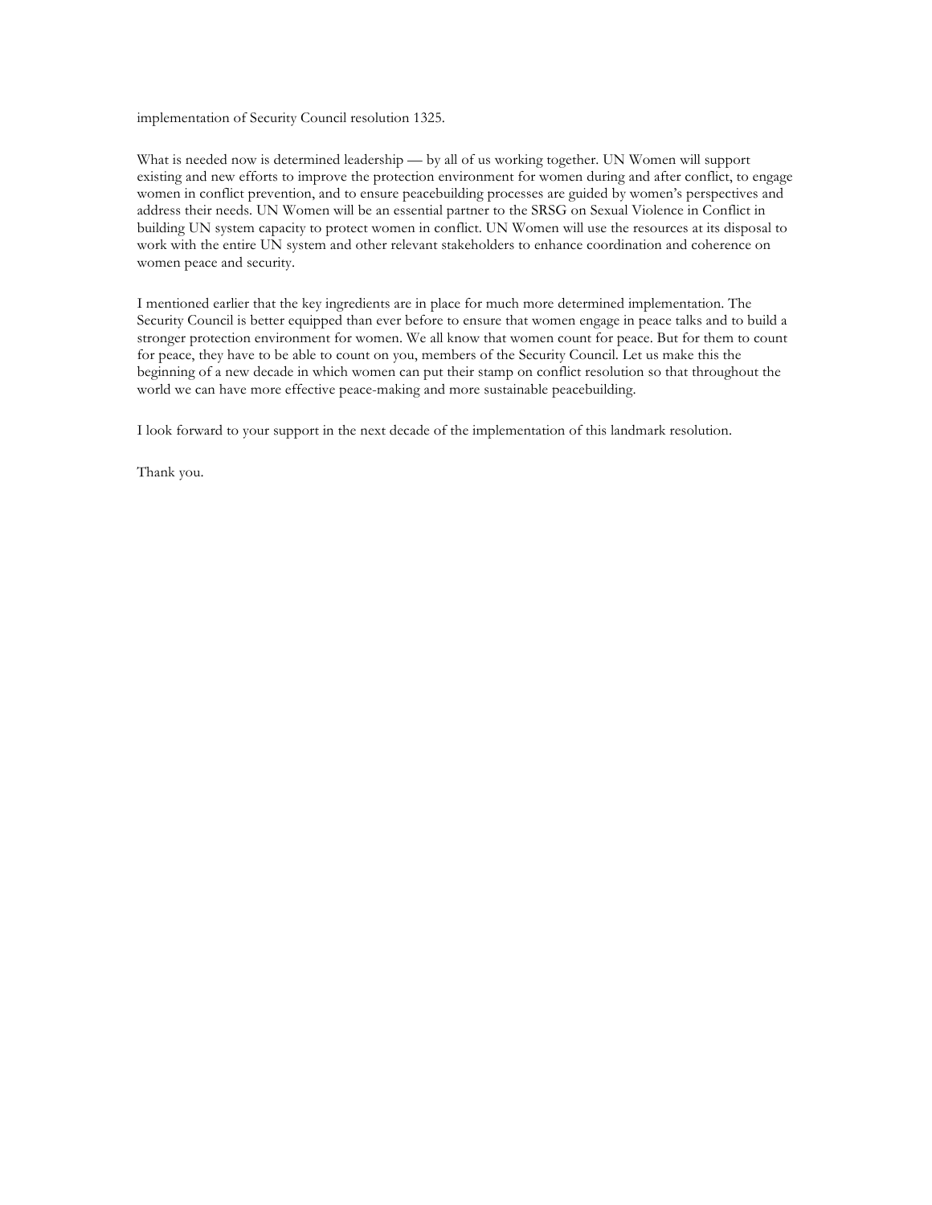implementation of Security Council resolution 1325.

What is needed now is determined leadership — by all of us working together. UN Women will support existing and new efforts to improve the protection environment for women during and after conflict, to engage women in conflict prevention, and to ensure peacebuilding processes are guided by women's perspectives and address their needs. UN Women will be an essential partner to the SRSG on Sexual Violence in Conflict in building UN system capacity to protect women in conflict. UN Women will use the resources at its disposal to work with the entire UN system and other relevant stakeholders to enhance coordination and coherence on women peace and security.

I mentioned earlier that the key ingredients are in place for much more determined implementation. The Security Council is better equipped than ever before to ensure that women engage in peace talks and to build a stronger protection environment for women. We all know that women count for peace. But for them to count for peace, they have to be able to count on you, members of the Security Council. Let us make this the beginning of a new decade in which women can put their stamp on conflict resolution so that throughout the world we can have more effective peace-making and more sustainable peacebuilding.

I look forward to your support in the next decade of the implementation of this landmark resolution.

Thank you.